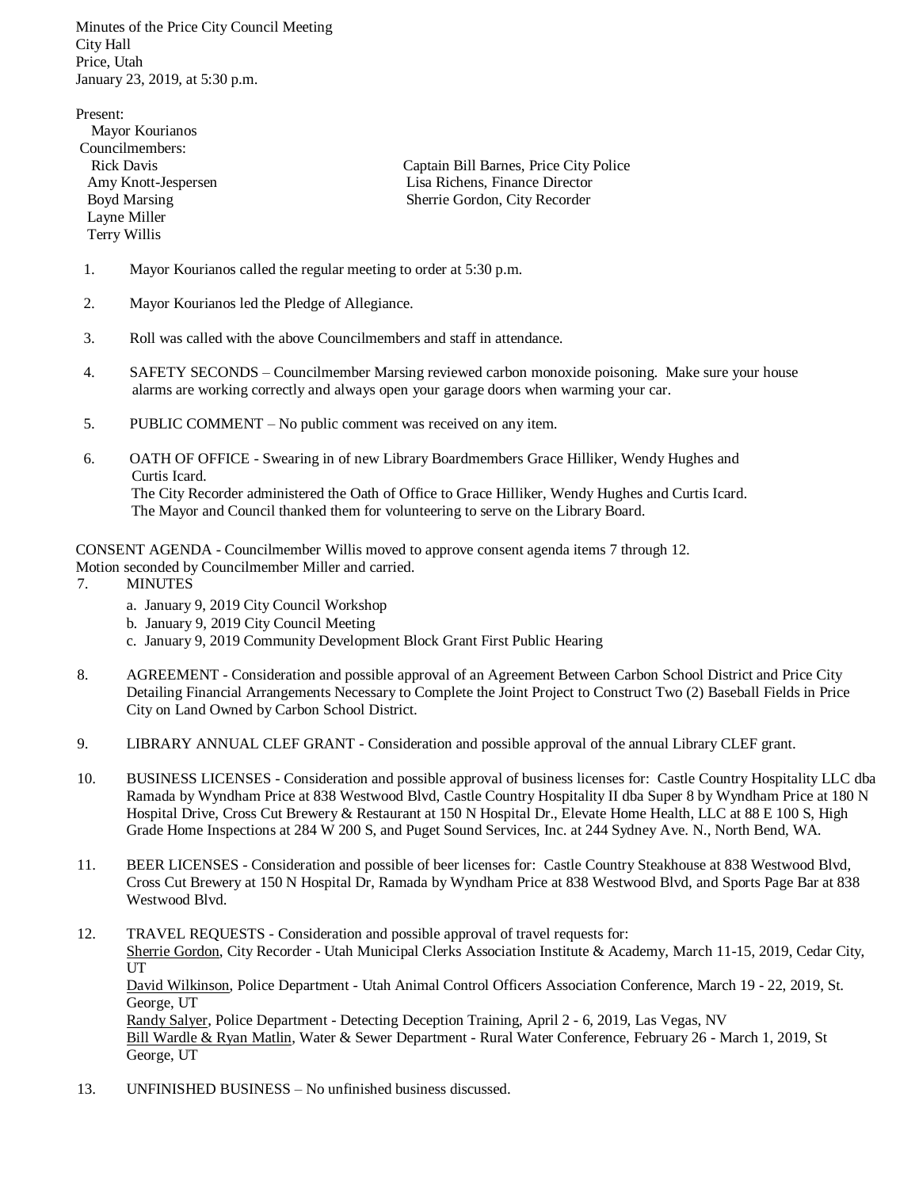Minutes of the Price City Council Meeting
City Hall
Price, Utah
January 23, 2019, at 5:30 p.m.

Present:
Mayor Kourianos
Councilmembers:
Rick Davis
Amy Knott-Jespersen
Boyd Marsing
Layne Miller
Terry Willis

Captain Bill Barnes, Price City Police
Lisa Richens, Finance Director
Sherrie Gordon, City Recorder

1. Mayor Kourianos called the regular meeting to order at 5:30 p.m.

2. Mayor Kourianos led the Pledge of Allegiance.

3. Roll was called with the above Councilmembers and staff in attendance.

4. SAFETY SECONDS – Councilmember Marsing reviewed carbon monoxide poisoning. Make sure your house alarms are working correctly and always open your garage doors when warming your car.

5. PUBLIC COMMENT – No public comment was received on any item.

6. OATH OF OFFICE - Swearing in of new Library Boardmembers Grace Hilliker, Wendy Hughes and Curtis Icard.
The City Recorder administered the Oath of Office to Grace Hilliker, Wendy Hughes and Curtis Icard.
The Mayor and Council thanked them for volunteering to serve on the Library Board.

CONSENT AGENDA - Councilmember Willis moved to approve consent agenda items 7 through 12.
Motion seconded by Councilmember Miller and carried.

7. MINUTES
   a. January 9, 2019 City Council Workshop
   b. January 9, 2019 City Council Meeting
   c. January 9, 2019 Community Development Block Grant First Public Hearing

8. AGREEMENT - Consideration and possible approval of an Agreement Between Carbon School District and Price City Detailing Financial Arrangements Necessary to Complete the Joint Project to Construct Two (2) Baseball Fields in Price City on Land Owned by Carbon School District.

9. LIBRARY ANNUAL CLEF GRANT - Consideration and possible approval of the annual Library CLEF grant.

10. BUSINESS LICENSES - Consideration and possible approval of business licenses for: Castle Country Hospitality LLC dba Ramada by Wyndham Price at 838 Westwood Blvd, Castle Country Hospitality II dba Super 8 by Wyndham Price at 180 N Hospital Drive, Cross Cut Brewery & Restaurant at 150 N Hospital Dr., Elevate Home Health, LLC at 88 E 100 S, High Grade Home Inspections at 284 W 200 S, and Puget Sound Services, Inc. at 244 Sydney Ave. N., North Bend, WA.

11. BEER LICENSES - Consideration and possible of beer licenses for: Castle Country Steakhouse at 838 Westwood Blvd, Cross Cut Brewery at 150 N Hospital Dr, Ramada by Wyndham Price at 838 Westwood Blvd, and Sports Page Bar at 838 Westwood Blvd.

12. TRAVEL REQUESTS - Consideration and possible approval of travel requests for:
<u>Sherrie Gordon</u>, City Recorder - Utah Municipal Clerks Association Institute & Academy, March 11-15, 2019, Cedar City, UT
<u>David Wilkinson</u>, Police Department - Utah Animal Control Officers Association Conference, March 19 - 22, 2019, St. George, UT
<u>Randy Salyer</u>, Police Department - Detecting Deception Training, April 2 - 6, 2019, Las Vegas, NV
<u>Bill Wardle & Ryan Matlin</u>, Water & Sewer Department - Rural Water Conference, February 26 - March 1, 2019, St George, UT

13. UNFINISHED BUSINESS – No unfinished business discussed.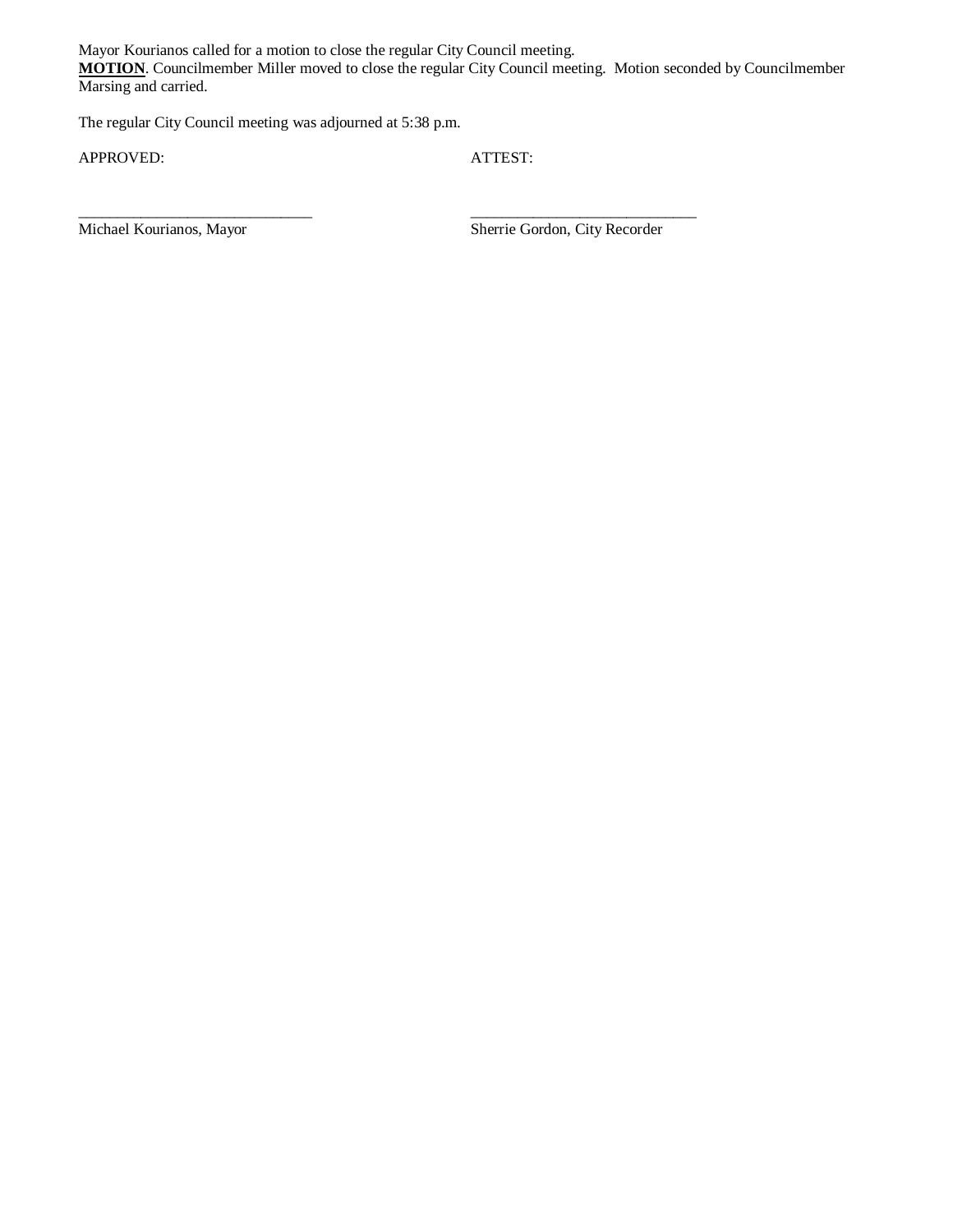Mayor Kourianos called for a motion to close the regular City Council meeting.
**MOTION**. Councilmember Miller moved to close the regular City Council meeting. Motion seconded by Councilmember Marsing and carried.

The regular City Council meeting was adjourned at 5:38 p.m.

APPROVED: ATTEST:

______________________________ ______________________________
Michael Kourianos, Mayor Sherrie Gordon, City Recorder